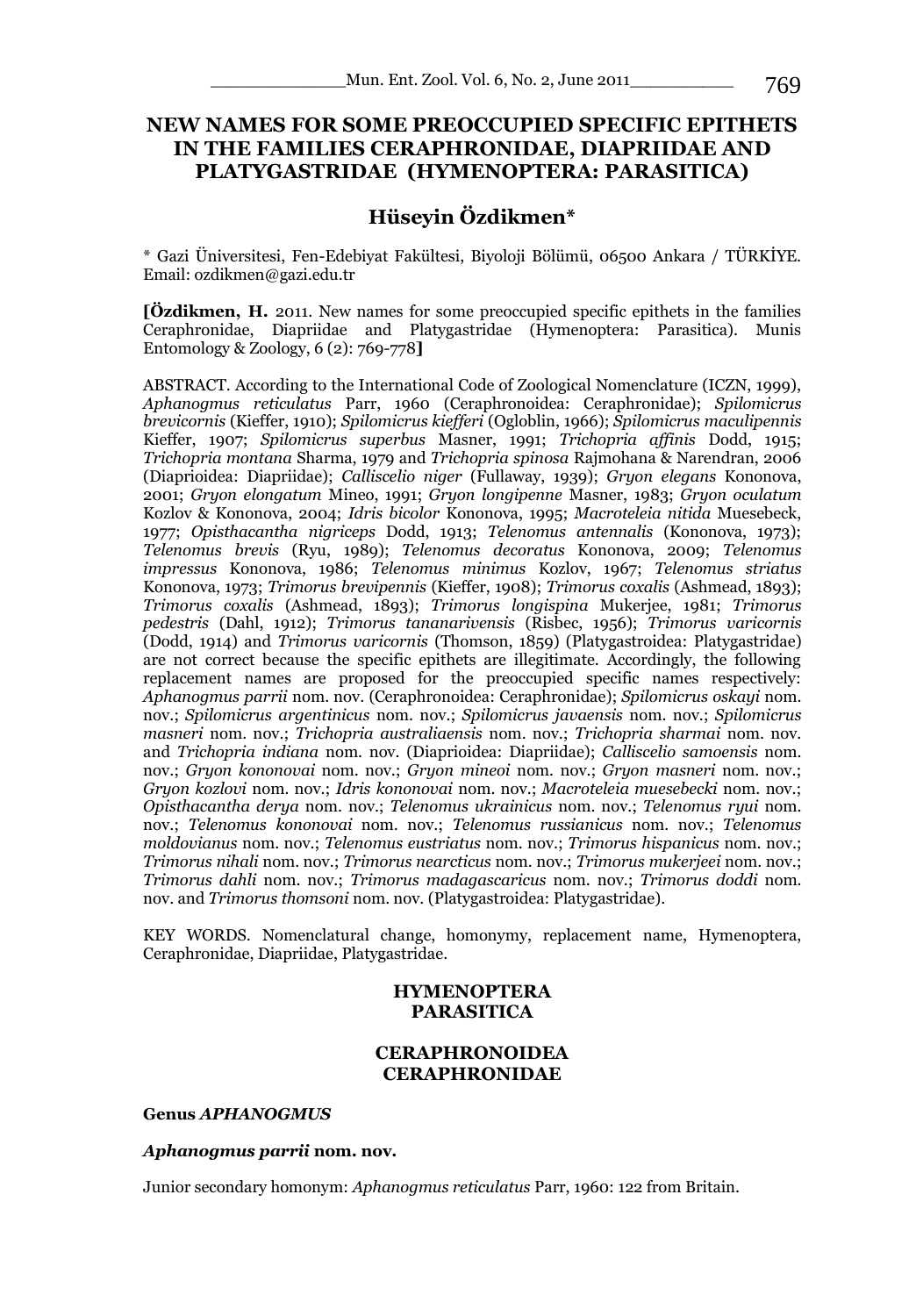# NEW NAMES FOR SOME PREOCCUPIED SPECIFIC EPITHETS IN THE FAMILIES CERAPHRONIDAE, DIAPRIIDAE AND PLATYGASTRIDAE (HYMENOPTERA: PARASITICA)

## Hüseyin Özdikmen*

* Gazi Üniversitesi, Fen-Edebiyat Fakültesi, Biyoloji Bölümü, 06500 Ankara / TÜRKİYE. Email: ozdikmen@gazi.edu.tr

**[Özdikmen, H.** 2011. New names for some preoccupied specific epithets in the families Ceraphronidae, Diapriidae and Platygastridae (Hymenoptera: Parasitica). Munis Entomology & Zoology, 6 (2): 769-778**]**

ABSTRACT. According to the International Code of Zoological Nomenclature (ICZN, 1999), *Aphanogmus reticulatus* Parr, 1960 (Ceraphronoidea: Ceraphronidae); *Spilomicrus brevicornis* (Kieffer, 1910); *Spilomicrus kiefferi* (Ogloblin, 1966); *Spilomicrus maculipennis* Kieffer, 1907; *Spilomicrus superbus* Masner, 1991; *Trichopria affinis* Dodd, 1915; *Trichopria montana* Sharma, 1979 and *Trichopria spinosa* Rajmohana & Narendran, 2006 (Diaprioidea: Diapriidae); *Calliscelio niger* (Fullaway, 1939); *Gryon elegans* Kononova, 2001; *Gryon elongatum* Mineo, 1991; *Gryon longipenne* Masner, 1983; *Gryon oculatum* Kozlov & Kononova, 2004; *Idris bicolor* Kononova, 1995; *Macroteleia nitida* Muesebeck, 1977; *Opisthacantha nigriceps* Dodd, 1913; *Telenomus antennalis* (Kononova, 1973); *Telenomus brevis* (Ryu, 1989); *Telenomus decoratus* Kononova, 2009; *Telenomus impressus* Kononova, 1986; *Telenomus minimus* Kozlov, 1967; *Telenomus striatus* Kononova, 1973; *Trimorus brevipennis* (Kieffer, 1908); *Trimorus coxalis* (Ashmead, 1893); *Trimorus coxalis* (Ashmead, 1893); *Trimorus longispina* Mukerjee, 1981; *Trimorus pedestris* (Dahl, 1912); *Trimorus tananarivensis* (Risbec, 1956); *Trimorus varicornis* (Dodd, 1914) and *Trimorus varicornis* (Thomson, 1859) (Platygastroidea: Platygastridae) are not correct because the specific epithets are illegitimate. Accordingly, the following replacement names are proposed for the preoccupied specific names respectively: *Aphanogmus parrii* nom. nov. (Ceraphronoidea: Ceraphronidae); *Spilomicrus oskayi* nom. nov.; *Spilomicrus argentinicus* nom. nov.; *Spilomicrus javaensis* nom. nov.; *Spilomicrus masneri* nom. nov.; *Trichopria australiaensis* nom. nov.; *Trichopria sharmai* nom. nov. and *Trichopria indiana* nom. nov. (Diaprioidea: Diapriidae); *Calliscelio samoensis* nom. nov.; *Gryon kononovai* nom. nov.; *Gryon mineoi* nom. nov.; *Gryon masneri* nom. nov.; *Gryon kozlovi* nom. nov.; *Idris kononovai* nom. nov.; *Macroteleia muesebecki* nom. nov.; *Opisthacantha derya* nom. nov.; *Telenomus ukrainicus* nom. nov.; *Telenomus ryui* nom. nov.; *Telenomus kononovai* nom. nov.; *Telenomus russianicus* nom. nov.; *Telenomus moldovianus* nom. nov.; *Telenomus eustriatus* nom. nov.; *Trimorus hispanicus* nom. nov.; *Trimorus nihali* nom. nov.; *Trimorus nearcticus* nom. nov.; *Trimorus mukerjeei* nom. nov.; *Trimorus dahli* nom. nov.; *Trimorus madagascaricus* nom. nov.; *Trimorus doddi* nom. nov. and *Trimorus thomsoni* nom. nov. (Platygastroidea: Platygastridae).

KEY WORDS. Nomenclatural change, homonymy, replacement name, Hymenoptera, Ceraphronidae, Diapriidae, Platygastridae.

## HYMENOPTERA
## PARASITICA

## CERAPHRONOIDEA
## CERAPHRONIDAE

### Genus *APHANOGMUS*

#### *Aphanogmus parrii* nom. nov.

Junior secondary homonym: *Aphanogmus reticulatus* Parr, 1960: 122 from Britain.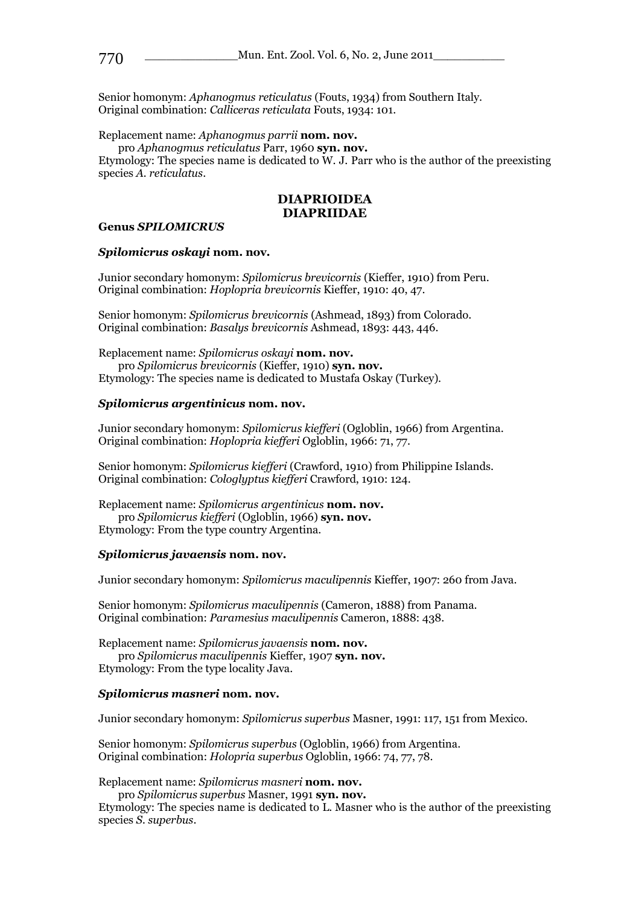Senior homonym: *Aphanogmus reticulatus* (Fouts, 1934) from Southern Italy.
Original combination: *Calliceras reticulata* Fouts, 1934: 101.

Replacement name: *Aphanogmus parrii* **nom. nov.**
pro *Aphanogmus reticulatus* Parr, 1960 **syn. nov.**
Etymology: The species name is dedicated to W. J. Parr who is the author of the preexisting species *A. reticulatus*.

## DIAPRIOIDEA
## DIAPRIIDAE

### Genus *SPILOMICRUS*

#### *Spilomicrus oskayi* nom. nov.

Junior secondary homonym: *Spilomicrus brevicornis* (Kieffer, 1910) from Peru.
Original combination: *Hoplopria brevicornis* Kieffer, 1910: 40, 47.

Senior homonym: *Spilomicrus brevicornis* (Ashmead, 1893) from Colorado.
Original combination: *Basalys brevicornis* Ashmead, 1893: 443, 446.

Replacement name: *Spilomicrus oskayi* **nom. nov.**
pro *Spilomicrus brevicornis* (Kieffer, 1910) **syn. nov.**
Etymology: The species name is dedicated to Mustafa Oskay (Turkey).

#### *Spilomicrus argentinicus* nom. nov.

Junior secondary homonym: *Spilomicrus kiefferi* (Ogloblin, 1966) from Argentina.
Original combination: *Hoplopria kiefferi* Ogloblin, 1966: 71, 77.

Senior homonym: *Spilomicrus kiefferi* (Crawford, 1910) from Philippine Islands.
Original combination: *Cologlyptus kiefferi* Crawford, 1910: 124.

Replacement name: *Spilomicrus argentinicus* **nom. nov.**
pro *Spilomicrus kiefferi* (Ogloblin, 1966) **syn. nov.**
Etymology: From the type country Argentina.

#### *Spilomicrus javaensis* nom. nov.

Junior secondary homonym: *Spilomicrus maculipennis* Kieffer, 1907: 260 from Java.

Senior homonym: *Spilomicrus maculipennis* (Cameron, 1888) from Panama.
Original combination: *Paramesius maculipennis* Cameron, 1888: 438.

Replacement name: *Spilomicrus javaensis* **nom. nov.**
pro *Spilomicrus maculipennis* Kieffer, 1907 **syn. nov.**
Etymology: From the type locality Java.

#### *Spilomicrus masneri* nom. nov.

Junior secondary homonym: *Spilomicrus superbus* Masner, 1991: 117, 151 from Mexico.

Senior homonym: *Spilomicrus superbus* (Ogloblin, 1966) from Argentina.
Original combination: *Holopria superbus* Ogloblin, 1966: 74, 77, 78.

Replacement name: *Spilomicrus masneri* **nom. nov.**
pro *Spilomicrus superbus* Masner, 1991 **syn. nov.**
Etymology: The species name is dedicated to L. Masner who is the author of the preexisting species *S. superbus*.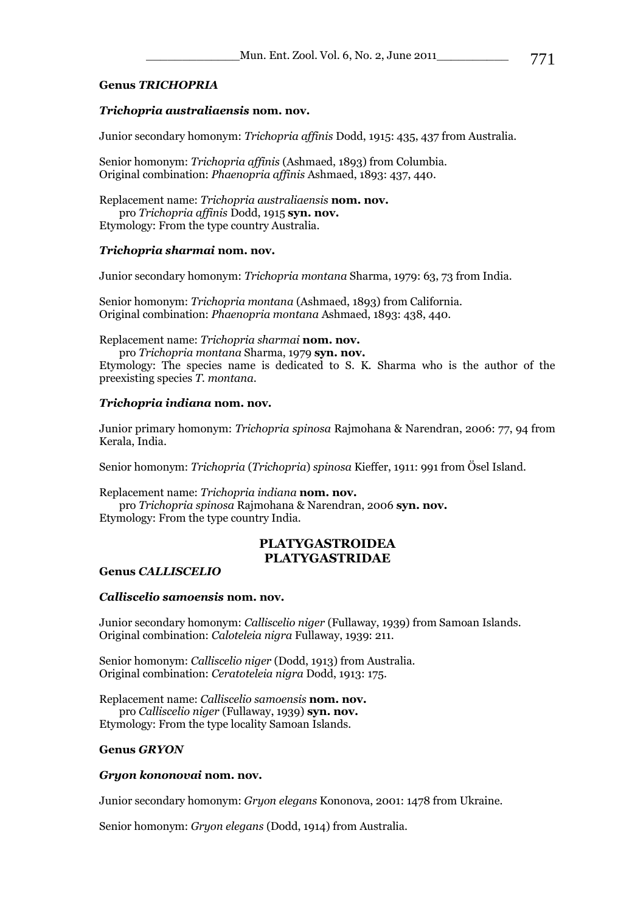**Genus *TRICHOPRIA***

***Trichopria australiaensis* nom. nov.**

Junior secondary homonym: *Trichopria affinis* Dodd, 1915: 435, 437 from Australia.

Senior homonym: *Trichopria affinis* (Ashmaed, 1893) from Columbia.
Original combination: *Phaenopria affinis* Ashmaed, 1893: 437, 440.

Replacement name: *Trichopria australiaensis* **nom. nov.**
pro *Trichopria affinis* Dodd, 1915 **syn. nov.**
Etymology: From the type country Australia.

***Trichopria sharmai* nom. nov.**

Junior secondary homonym: *Trichopria montana* Sharma, 1979: 63, 73 from India.

Senior homonym: *Trichopria montana* (Ashmaed, 1893) from California.
Original combination: *Phaenopria montana* Ashmaed, 1893: 438, 440.

Replacement name: *Trichopria sharmai* **nom. nov.**
pro *Trichopria montana* Sharma, 1979 **syn. nov.**
Etymology: The species name is dedicated to S. K. Sharma who is the author of the preexisting species *T. montana*.

***Trichopria indiana* nom. nov.**

Junior primary homonym: *Trichopria spinosa* Rajmohana & Narendran, 2006: 77, 94 from Kerala, India.

Senior homonym: *Trichopria* (*Trichopria*) *spinosa* Kieffer, 1911: 991 from Ösel Island.

Replacement name: *Trichopria indiana* **nom. nov.**
pro *Trichopria spinosa* Rajmohana & Narendran, 2006 **syn. nov.**
Etymology: From the type country India.

## PLATYGASTROIDEA
## PLATYGASTRIDAE

**Genus *CALLISCELIO***

***Calliscelio samoensis* nom. nov.**

Junior secondary homonym: *Calliscelio niger* (Fullaway, 1939) from Samoan Islands.
Original combination: *Caloteleia nigra* Fullaway, 1939: 211.

Senior homonym: *Calliscelio niger* (Dodd, 1913) from Australia.
Original combination: *Ceratoteleia nigra* Dodd, 1913: 175.

Replacement name: *Calliscelio samoensis* **nom. nov.**
pro *Calliscelio niger* (Fullaway, 1939) **syn. nov.**
Etymology: From the type locality Samoan Islands.

**Genus *GRYON***

***Gryon kononovai* nom. nov.**

Junior secondary homonym: *Gryon elegans* Kononova, 2001: 1478 from Ukraine.

Senior homonym: *Gryon elegans* (Dodd, 1914) from Australia.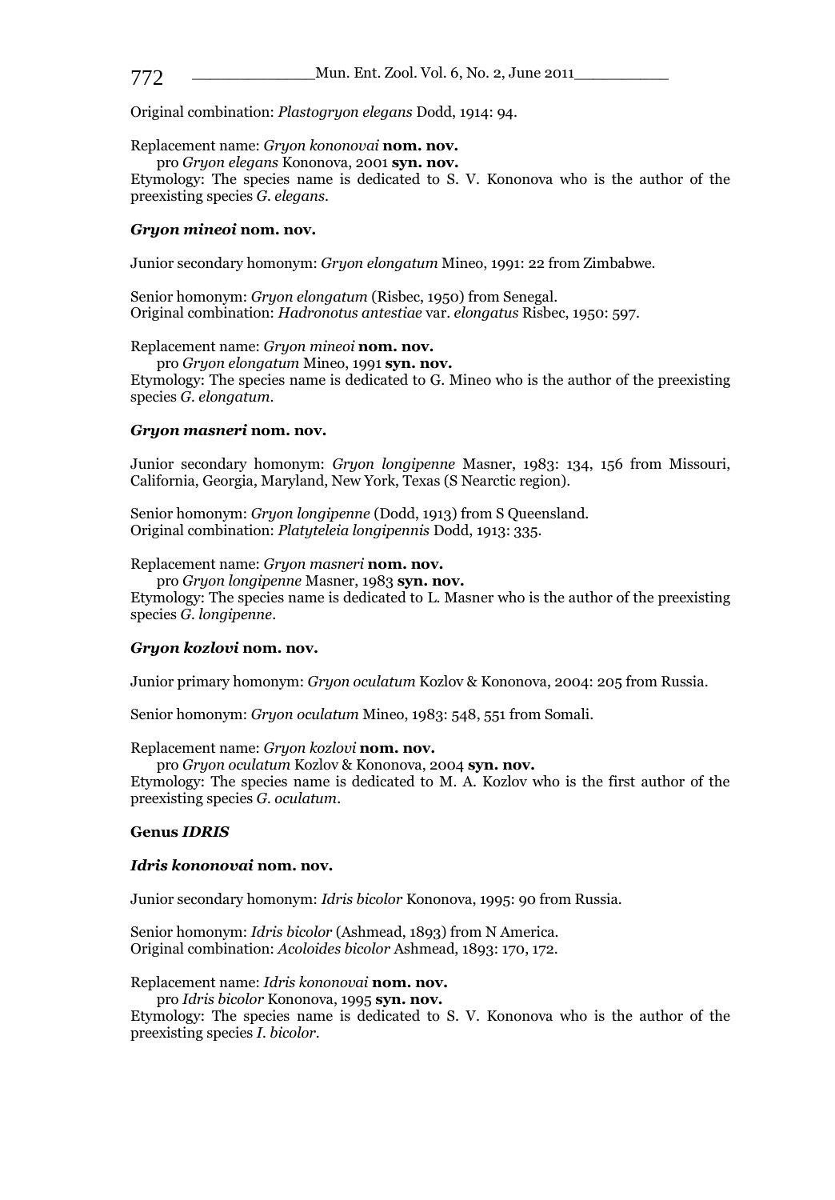Original combination: *Plastogryon elegans* Dodd, 1914: 94.

Replacement name: *Gryon kononovai* **nom. nov.**
pro *Gryon elegans* Kononova, 2001 **syn. nov.**
Etymology: The species name is dedicated to S. V. Kononova who is the author of the preexisting species *G. elegans*.

### *Gryon mineoi* nom. nov.

Junior secondary homonym: *Gryon elongatum* Mineo, 1991: 22 from Zimbabwe.

Senior homonym: *Gryon elongatum* (Risbec, 1950) from Senegal.
Original combination: *Hadronotus antestiae* var. *elongatus* Risbec, 1950: 597.

Replacement name: *Gryon mineoi* **nom. nov.**
pro *Gryon elongatum* Mineo, 1991 **syn. nov.**
Etymology: The species name is dedicated to G. Mineo who is the author of the preexisting species *G. elongatum*.

### *Gryon masneri* nom. nov.

Junior secondary homonym: *Gryon longipenne* Masner, 1983: 134, 156 from Missouri, California, Georgia, Maryland, New York, Texas (S Nearctic region).

Senior homonym: *Gryon longipenne* (Dodd, 1913) from S Queensland.
Original combination: *Platyteleia longipennis* Dodd, 1913: 335.

Replacement name: *Gryon masneri* **nom. nov.**
pro *Gryon longipenne* Masner, 1983 **syn. nov.**
Etymology: The species name is dedicated to L. Masner who is the author of the preexisting species *G. longipenne*.

### *Gryon kozlovi* nom. nov.

Junior primary homonym: *Gryon oculatum* Kozlov & Kononova, 2004: 205 from Russia.

Senior homonym: *Gryon oculatum* Mineo, 1983: 548, 551 from Somali.

Replacement name: *Gryon kozlovi* **nom. nov.**
pro *Gryon oculatum* Kozlov & Kononova, 2004 **syn. nov.**
Etymology: The species name is dedicated to M. A. Kozlov who is the first author of the preexisting species *G. oculatum*.

## Genus *IDRIS*

### *Idris kononovai* nom. nov.

Junior secondary homonym: *Idris bicolor* Kononova, 1995: 90 from Russia.

Senior homonym: *Idris bicolor* (Ashmead, 1893) from N America.
Original combination: *Acoloides bicolor* Ashmead, 1893: 170, 172.

Replacement name: *Idris kononovai* **nom. nov.**
pro *Idris bicolor* Kononova, 1995 **syn. nov.**
Etymology: The species name is dedicated to S. V. Kononova who is the author of the preexisting species *I. bicolor*.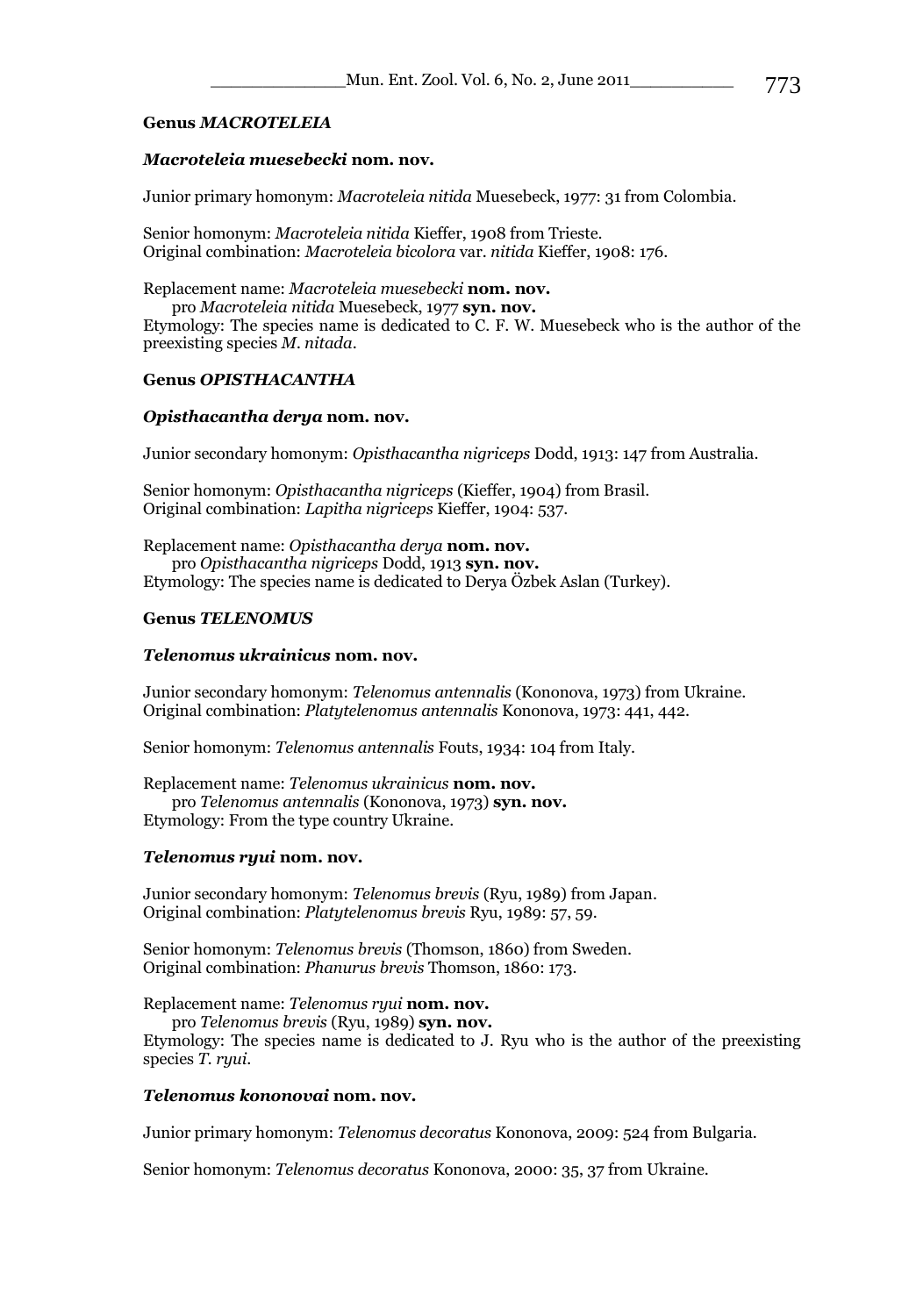**Genus *MACROTELEIA***

***Macroteleia muesebecki* nom. nov.**

Junior primary homonym: *Macroteleia nitida* Muesebeck, 1977: 31 from Colombia.

Senior homonym: *Macroteleia nitida* Kieffer, 1908 from Trieste.
Original combination: *Macroteleia bicolora* var. *nitida* Kieffer, 1908: 176.

Replacement name: *Macroteleia muesebecki* **nom. nov.**
pro *Macroteleia nitida* Muesebeck, 1977 **syn. nov.**
Etymology: The species name is dedicated to C. F. W. Muesebeck who is the author of the preexisting species *M. nitada*.

**Genus *OPISTHACANTHA***

***Opisthacantha derya* nom. nov.**

Junior secondary homonym: *Opisthacantha nigriceps* Dodd, 1913: 147 from Australia.

Senior homonym: *Opisthacantha nigriceps* (Kieffer, 1904) from Brasil.
Original combination: *Lapitha nigriceps* Kieffer, 1904: 537.

Replacement name: *Opisthacantha derya* **nom. nov.**
pro *Opisthacantha nigriceps* Dodd, 1913 **syn. nov.**
Etymology: The species name is dedicated to Derya Özbek Aslan (Turkey).

**Genus *TELENOMUS***

***Telenomus ukrainicus* nom. nov.**

Junior secondary homonym: *Telenomus antennalis* (Kononova, 1973) from Ukraine.
Original combination: *Platytelenomus antennalis* Kononova, 1973: 441, 442.

Senior homonym: *Telenomus antennalis* Fouts, 1934: 104 from Italy.

Replacement name: *Telenomus ukrainicus* **nom. nov.**
pro *Telenomus antennalis* (Kononova, 1973) **syn. nov.**
Etymology: From the type country Ukraine.

***Telenomus ryui* nom. nov.**

Junior secondary homonym: *Telenomus brevis* (Ryu, 1989) from Japan.
Original combination: *Platytelenomus brevis* Ryu, 1989: 57, 59.

Senior homonym: *Telenomus brevis* (Thomson, 1860) from Sweden.
Original combination: *Phanurus brevis* Thomson, 1860: 173.

Replacement name: *Telenomus ryui* **nom. nov.**
pro *Telenomus brevis* (Ryu, 1989) **syn. nov.**
Etymology: The species name is dedicated to J. Ryu who is the author of the preexisting species *T. ryui*.

***Telenomus kononovai* nom. nov.**

Junior primary homonym: *Telenomus decoratus* Kononova, 2009: 524 from Bulgaria.

Senior homonym: *Telenomus decoratus* Kononova, 2000: 35, 37 from Ukraine.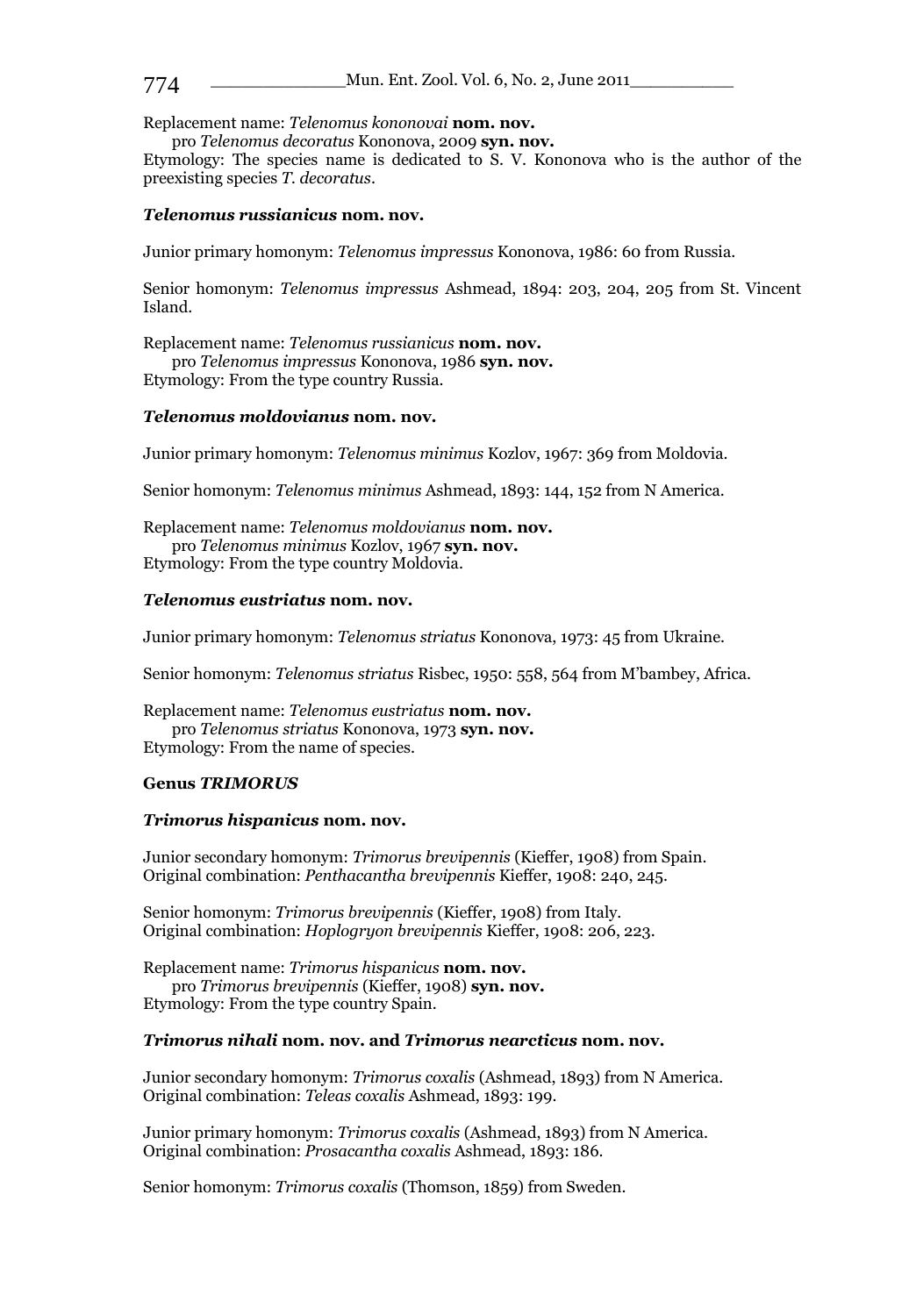Replacement name: *Telenomus kononovai* **nom. nov.**
pro *Telenomus decoratus* Kononova, 2009 **syn. nov.**
Etymology: The species name is dedicated to S. V. Kononova who is the author of the preexisting species *T. decoratus*.

### *Telenomus russianicus* nom. nov.

Junior primary homonym: *Telenomus impressus* Kononova, 1986: 60 from Russia.

Senior homonym: *Telenomus impressus* Ashmead, 1894: 203, 204, 205 from St. Vincent Island.

Replacement name: *Telenomus russianicus* **nom. nov.**
pro *Telenomus impressus* Kononova, 1986 **syn. nov.**
Etymology: From the type country Russia.

### *Telenomus moldovianus* nom. nov.

Junior primary homonym: *Telenomus minimus* Kozlov, 1967: 369 from Moldovia.

Senior homonym: *Telenomus minimus* Ashmead, 1893: 144, 152 from N America.

Replacement name: *Telenomus moldovianus* **nom. nov.**
pro *Telenomus minimus* Kozlov, 1967 **syn. nov.**
Etymology: From the type country Moldovia.

### *Telenomus eustriatus* nom. nov.

Junior primary homonym: *Telenomus striatus* Kononova, 1973: 45 from Ukraine.

Senior homonym: *Telenomus striatus* Risbec, 1950: 558, 564 from M'bambey, Africa.

Replacement name: *Telenomus eustriatus* **nom. nov.**
pro *Telenomus striatus* Kononova, 1973 **syn. nov.**
Etymology: From the name of species.

## Genus *TRIMORUS*

### *Trimorus hispanicus* nom. nov.

Junior secondary homonym: *Trimorus brevipennis* (Kieffer, 1908) from Spain.
Original combination: *Penthacantha brevipennis* Kieffer, 1908: 240, 245.

Senior homonym: *Trimorus brevipennis* (Kieffer, 1908) from Italy.
Original combination: *Hoplogryon brevipennis* Kieffer, 1908: 206, 223.

Replacement name: *Trimorus hispanicus* **nom. nov.**
pro *Trimorus brevipennis* (Kieffer, 1908) **syn. nov.**
Etymology: From the type country Spain.

### *Trimorus nihali* nom. nov. and *Trimorus nearcticus* nom. nov.

Junior secondary homonym: *Trimorus coxalis* (Ashmead, 1893) from N America.
Original combination: *Teleas coxalis* Ashmead, 1893: 199.

Junior primary homonym: *Trimorus coxalis* (Ashmead, 1893) from N America.
Original combination: *Prosacantha coxalis* Ashmead, 1893: 186.

Senior homonym: *Trimorus coxalis* (Thomson, 1859) from Sweden.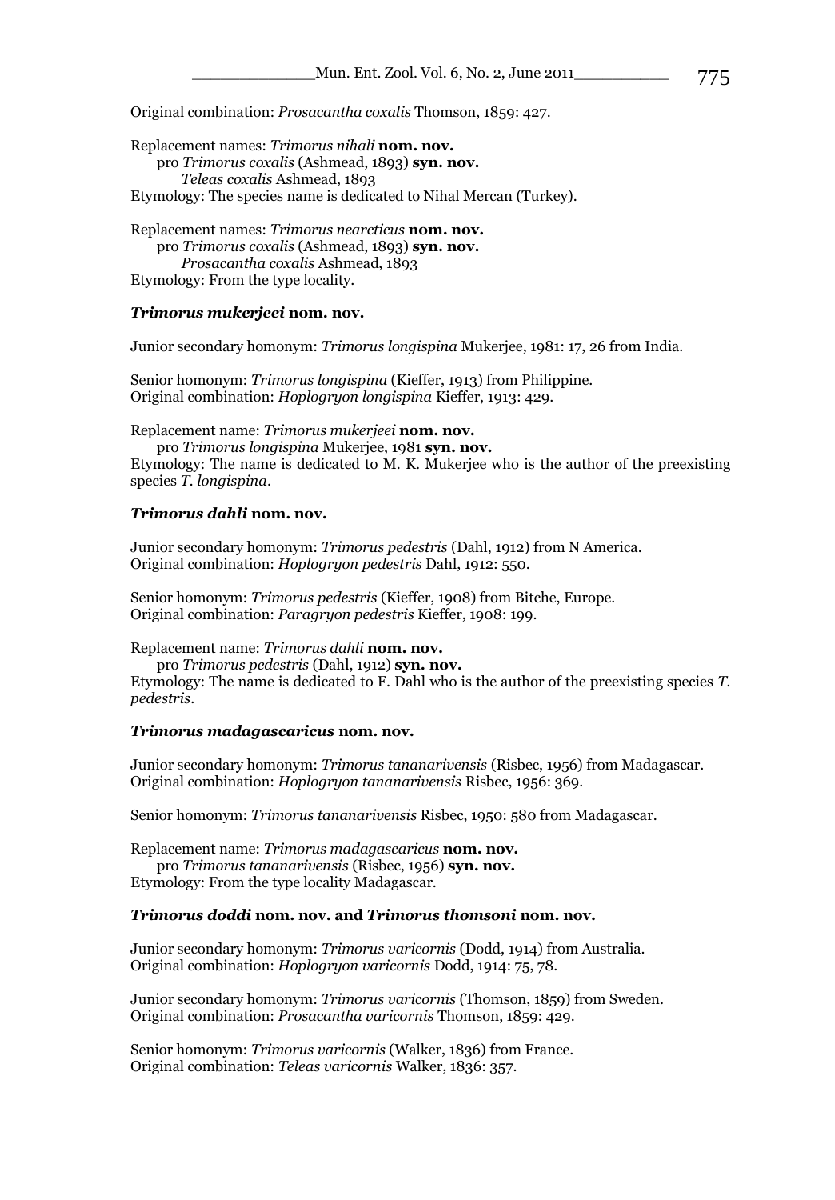Original combination: *Prosacantha coxalis* Thomson, 1859: 427.

Replacement names: *Trimorus nihali* **nom. nov.**
pro *Trimorus coxalis* (Ashmead, 1893) **syn. nov.**
*Teleas coxalis* Ashmead, 1893
Etymology: The species name is dedicated to Nihal Mercan (Turkey).

Replacement names: *Trimorus nearcticus* **nom. nov.**
pro *Trimorus coxalis* (Ashmead, 1893) **syn. nov.**
*Prosacantha coxalis* Ashmead, 1893
Etymology: From the type locality.

### *Trimorus mukerjeei* nom. nov.

Junior secondary homonym: *Trimorus longispina* Mukerjee, 1981: 17, 26 from India.

Senior homonym: *Trimorus longispina* (Kieffer, 1913) from Philippine.
Original combination: *Hoplogryon longispina* Kieffer, 1913: 429.

Replacement name: *Trimorus mukerjeei* **nom. nov.**
pro *Trimorus longispina* Mukerjee, 1981 **syn. nov.**
Etymology: The name is dedicated to M. K. Mukerjee who is the author of the preexisting species *T. longispina*.

### *Trimorus dahli* nom. nov.

Junior secondary homonym: *Trimorus pedestris* (Dahl, 1912) from N America.
Original combination: *Hoplogryon pedestris* Dahl, 1912: 550.

Senior homonym: *Trimorus pedestris* (Kieffer, 1908) from Bitche, Europe.
Original combination: *Paragryon pedestris* Kieffer, 1908: 199.

Replacement name: *Trimorus dahli* **nom. nov.**
pro *Trimorus pedestris* (Dahl, 1912) **syn. nov.**
Etymology: The name is dedicated to F. Dahl who is the author of the preexisting species *T. pedestris*.

### *Trimorus madagascaricus* nom. nov.

Junior secondary homonym: *Trimorus tananarivensis* (Risbec, 1956) from Madagascar.
Original combination: *Hoplogryon tananarivensis* Risbec, 1956: 369.

Senior homonym: *Trimorus tananarivensis* Risbec, 1950: 580 from Madagascar.

Replacement name: *Trimorus madagascaricus* **nom. nov.**
pro *Trimorus tananarivensis* (Risbec, 1956) **syn. nov.**
Etymology: From the type locality Madagascar.

### *Trimorus doddi* nom. nov. and *Trimorus thomsoni* nom. nov.

Junior secondary homonym: *Trimorus varicornis* (Dodd, 1914) from Australia.
Original combination: *Hoplogryon varicornis* Dodd, 1914: 75, 78.

Junior secondary homonym: *Trimorus varicornis* (Thomson, 1859) from Sweden.
Original combination: *Prosacantha varicornis* Thomson, 1859: 429.

Senior homonym: *Trimorus varicornis* (Walker, 1836) from France.
Original combination: *Teleas varicornis* Walker, 1836: 357.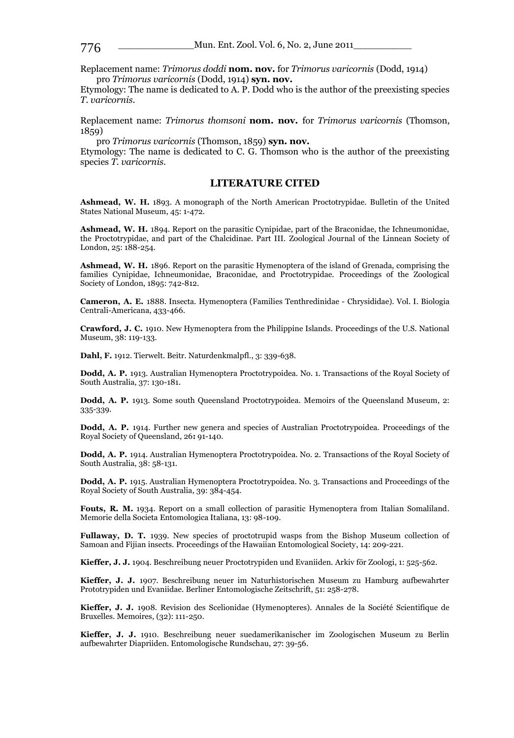Replacement name: *Trimorus doddi* **nom. nov.** for *Trimorus varicornis* (Dodd, 1914)
pro *Trimorus varicornis* (Dodd, 1914) **syn. nov.**
Etymology: The name is dedicated to A. P. Dodd who is the author of the preexisting species *T. varicornis*.

Replacement name: *Trimorus thomsoni* **nom. nov.** for *Trimorus varicornis* (Thomson, 1859)
pro *Trimorus varicornis* (Thomson, 1859) **syn. nov.**
Etymology: The name is dedicated to C. G. Thomson who is the author of the preexisting species *T. varicornis*.

## LITERATURE CITED

**Ashmead, W. H.** 1893. A monograph of the North American Proctotrypidae. Bulletin of the United States National Museum, 45: 1-472.

**Ashmead, W. H.** 1894. Report on the parasitic Cynipidae, part of the Braconidae, the Ichneumonidae, the Proctotrypidae, and part of the Chalcidinae. Part III. Zoological Journal of the Linnean Society of London, 25: 188-254.

**Ashmead, W. H.** 1896. Report on the parasitic Hymenoptera of the island of Grenada, comprising the families Cynipidae, Ichneumonidae, Braconidae, and Proctotrypidae. Proceedings of the Zoological Society of London, 1895: 742-812.

**Cameron, A. E.** 1888. Insecta. Hymenoptera (Families Tenthredinidae - Chrysididae). Vol. I. Biologia Centrali-Americana, 433-466.

**Crawford, J. C.** 1910. New Hymenoptera from the Philippine Islands. Proceedings of the U.S. National Museum, 38: 119-133.

**Dahl, F.** 1912. Tierwelt. Beitr. Naturdenkmalpfl., 3: 339-638.

**Dodd, A. P.** 1913. Australian Hymenoptera Proctotrypoidea. No. 1. Transactions of the Royal Society of South Australia, 37: 130-181.

**Dodd, A. P.** 1913. Some south Queensland Proctotrypoidea. Memoirs of the Queensland Museum, 2: 335-339.

**Dodd, A. P.** 1914. Further new genera and species of Australian Proctotrypoidea. Proceedings of the Royal Society of Queensland, 26**:** 91-140.

**Dodd, A. P.** 1914. Australian Hymenoptera Proctotrypoidea. No. 2. Transactions of the Royal Society of South Australia, 38: 58-131.

**Dodd, A. P.** 1915. Australian Hymenoptera Proctotrypoidea. No. 3. Transactions and Proceedings of the Royal Society of South Australia, 39: 384-454.

**Fouts, R. M.** 1934. Report on a small collection of parasitic Hymenoptera from Italian Somaliland. Memorie della Societa Entomologica Italiana, 13: 98-109.

**Fullaway, D. T.** 1939. New species of proctotrupid wasps from the Bishop Museum collection of Samoan and Fijian insects. Proceedings of the Hawaiian Entomological Society, 14: 209-221.

**Kieffer, J. J.** 1904. Beschreibung neuer Proctotrypiden und Evaniiden. Arkiv för Zoologi, 1: 525-562.

**Kieffer, J. J.** 1907. Beschreibung neuer im Naturhistorischen Museum zu Hamburg aufbewahrter Prototrypiden und Evaniidae. Berliner Entomologische Zeitschrift, 51: 258-278.

**Kieffer, J. J.** 1908. Revision des Scelionidae (Hymenopteres). Annales de la Société Scientifique de Bruxelles. Memoires, (32): 111-250.

**Kieffer, J. J.** 1910. Beschreibung neuer suedamerikanischer im Zoologischen Museum zu Berlin aufbewahrter Diapriiden. Entomologische Rundschau, 27: 39-56.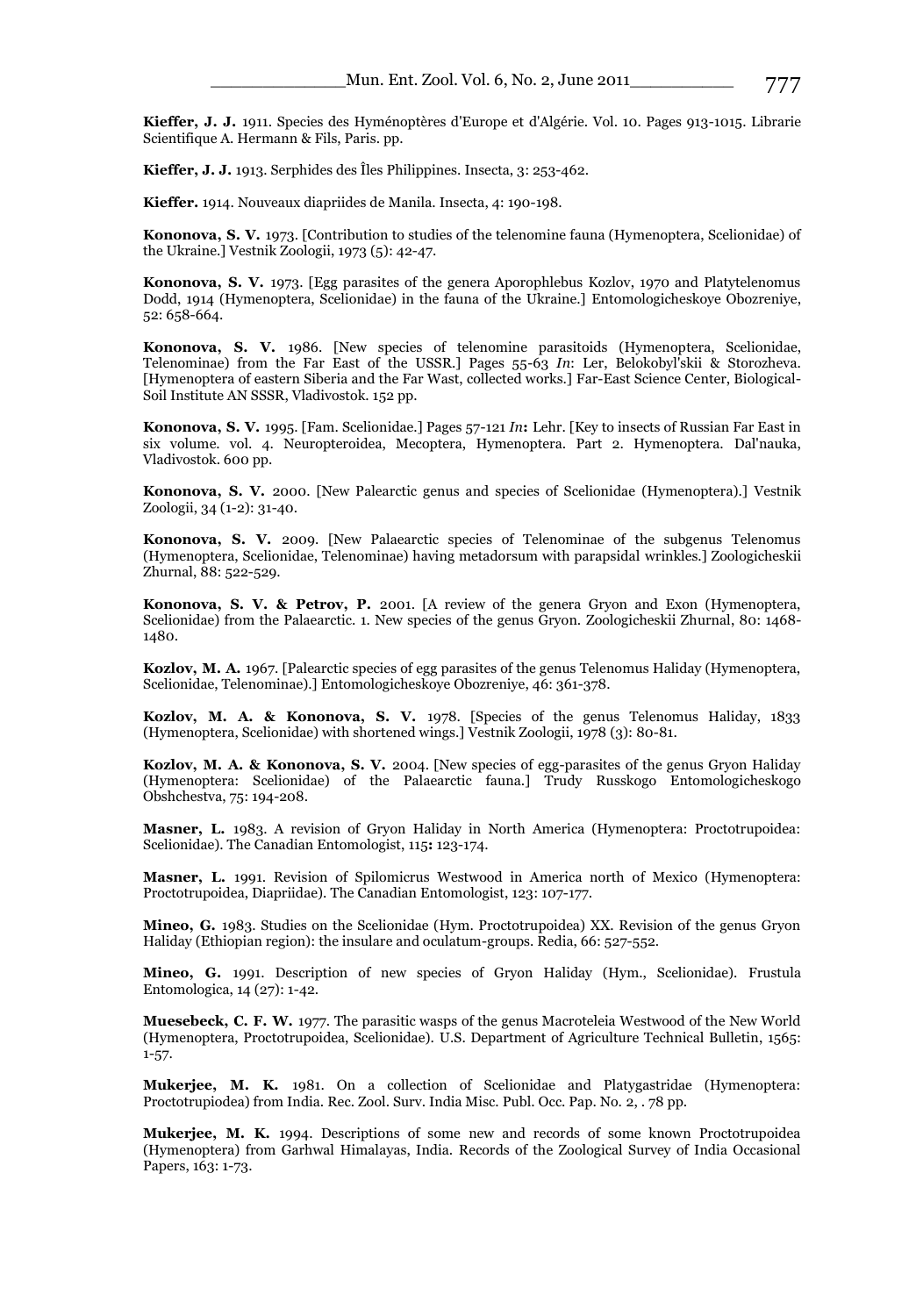**Kieffer, J. J.** 1911. Species des Hyménoptères d'Europe et d'Algérie. Vol. 10. Pages 913-1015. Librarie Scientifique A. Hermann & Fils, Paris. pp.

**Kieffer, J. J.** 1913. Serphides des Îles Philippines. Insecta, 3: 253-462.

**Kieffer.** 1914. Nouveaux diapriides de Manila. Insecta, 4: 190-198.

**Kononova, S. V.** 1973. [Contribution to studies of the telenomine fauna (Hymenoptera, Scelionidae) of the Ukraine.] Vestnik Zoologii, 1973 (5): 42-47.

**Kononova, S. V.** 1973. [Egg parasites of the genera Aporophlebus Kozlov, 1970 and Platytelenomus Dodd, 1914 (Hymenoptera, Scelionidae) in the fauna of the Ukraine.] Entomologicheskoye Obozreniye, 52: 658-664.

**Kononova, S. V.** 1986. [New species of telenomine parasitoids (Hymenoptera, Scelionidae, Telenominae) from the Far East of the USSR.] Pages 55-63 *In*: Ler, Belokobyl'skii & Storozheva. [Hymenoptera of eastern Siberia and the Far Wast, collected works.] Far-East Science Center, Biological-Soil Institute AN SSSR, Vladivostok. 152 pp.

**Kononova, S. V.** 1995. [Fam. Scelionidae.] Pages 57-121 *In***:** Lehr. [Key to insects of Russian Far East in six volume. vol. 4. Neuropteroidea, Mecoptera, Hymenoptera. Part 2. Hymenoptera. Dal'nauka, Vladivostok. 600 pp.

**Kononova, S. V.** 2000. [New Palearctic genus and species of Scelionidae (Hymenoptera).] Vestnik Zoologii, 34 (1-2): 31-40.

**Kononova, S. V.** 2009. [New Palaearctic species of Telenominae of the subgenus Telenomus (Hymenoptera, Scelionidae, Telenominae) having metadorsum with parapsidal wrinkles.] Zoologicheskii Zhurnal, 88: 522-529.

**Kononova, S. V. & Petrov, P.** 2001. [A review of the genera Gryon and Exon (Hymenoptera, Scelionidae) from the Palaearctic. 1. New species of the genus Gryon. Zoologicheskii Zhurnal, 80: 1468-1480.

**Kozlov, M. A.** 1967. [Palearctic species of egg parasites of the genus Telenomus Haliday (Hymenoptera, Scelionidae, Telenominae).] Entomologicheskoye Obozreniye, 46: 361-378.

**Kozlov, M. A. & Kononova, S. V.** 1978. [Species of the genus Telenomus Haliday, 1833 (Hymenoptera, Scelionidae) with shortened wings.] Vestnik Zoologii, 1978 (3): 80-81.

**Kozlov, M. A. & Kononova, S. V.** 2004. [New species of egg-parasites of the genus Gryon Haliday (Hymenoptera: Scelionidae) of the Palaearctic fauna.] Trudy Russkogo Entomologicheskogo Obshchestva, 75: 194-208.

**Masner, L.** 1983. A revision of Gryon Haliday in North America (Hymenoptera: Proctotrupoidea: Scelionidae). The Canadian Entomologist, 115**:** 123-174.

**Masner, L.** 1991. Revision of Spilomicrus Westwood in America north of Mexico (Hymenoptera: Proctotrupoidea, Diapriidae). The Canadian Entomologist, 123: 107-177.

**Mineo, G.** 1983. Studies on the Scelionidae (Hym. Proctotrupoidea) XX. Revision of the genus Gryon Haliday (Ethiopian region): the insulare and oculatum-groups. Redia, 66: 527-552.

**Mineo, G.** 1991. Description of new species of Gryon Haliday (Hym., Scelionidae). Frustula Entomologica, 14 (27): 1-42.

**Muesebeck, C. F. W.** 1977. The parasitic wasps of the genus Macroteleia Westwood of the New World (Hymenoptera, Proctotrupoidea, Scelionidae). U.S. Department of Agriculture Technical Bulletin, 1565: 1-57.

**Mukerjee, M. K.** 1981. On a collection of Scelionidae and Platygastridae (Hymenoptera: Proctotrupiodea) from India. Rec. Zool. Surv. India Misc. Publ. Occ. Pap. No. 2, . 78 pp.

**Mukerjee, M. K.** 1994. Descriptions of some new and records of some known Proctotrupoidea (Hymenoptera) from Garhwal Himalayas, India. Records of the Zoological Survey of India Occasional Papers, 163: 1-73.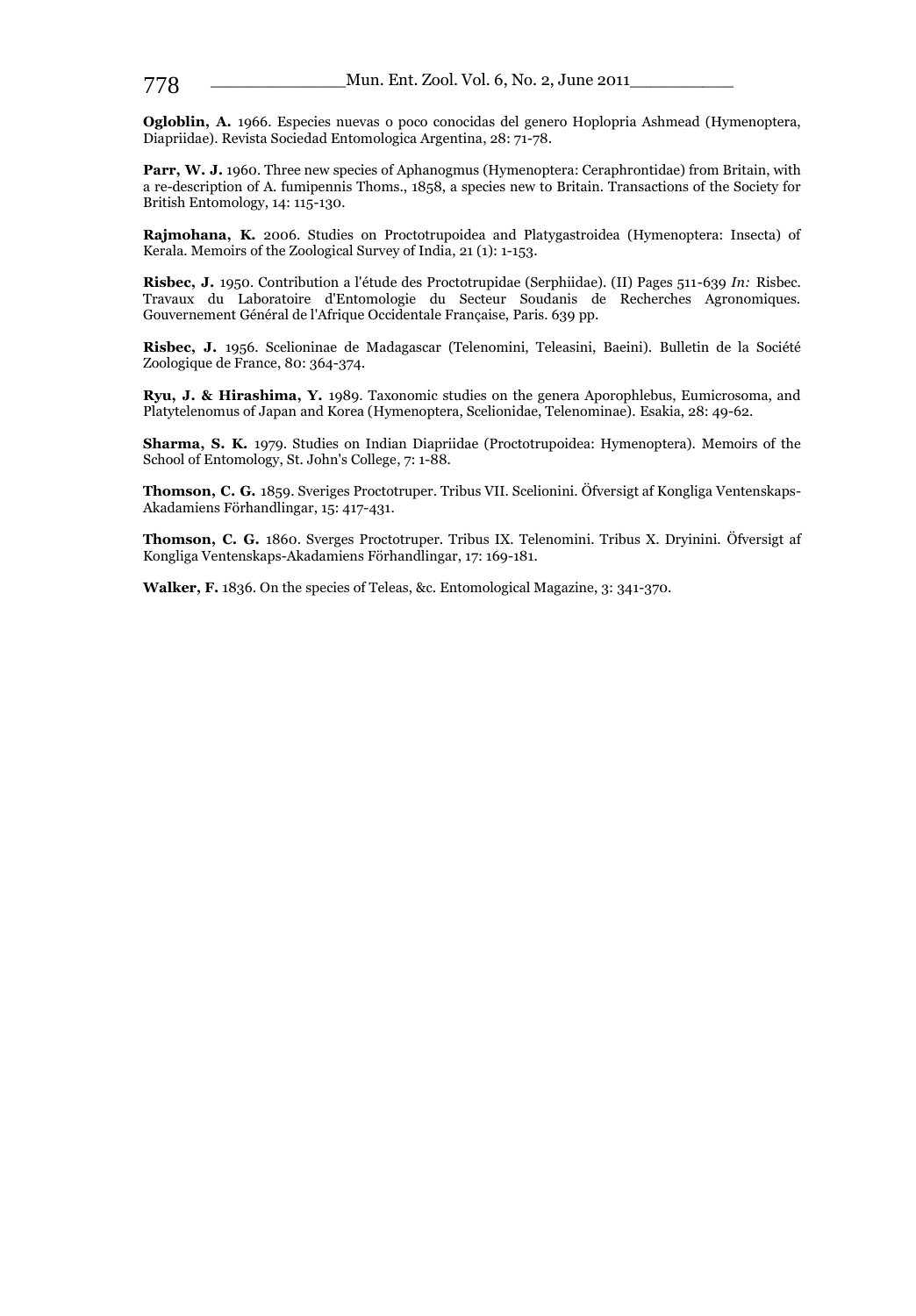**Ogloblin, A.** 1966. Especies nuevas o poco conocidas del genero Hoplopria Ashmead (Hymenoptera, Diapriidae). Revista Sociedad Entomologica Argentina, 28: 71-78.

**Parr, W. J.** 1960. Three new species of Aphanogmus (Hymenoptera: Ceraphrontidae) from Britain, with a re-description of A. fumipennis Thoms., 1858, a species new to Britain. Transactions of the Society for British Entomology, 14: 115-130.

**Rajmohana, K.** 2006. Studies on Proctotrupoidea and Platygastroidea (Hymenoptera: Insecta) of Kerala. Memoirs of the Zoological Survey of India, 21 (1): 1-153.

**Risbec, J.** 1950. Contribution a l'étude des Proctotrupidae (Serphiidae). (II) Pages 511-639 *In:* Risbec. Travaux du Laboratoire d'Entomologie du Secteur Soudanis de Recherches Agronomiques. Gouvernement Général de l'Afrique Occidentale Française, Paris. 639 pp.

**Risbec, J.** 1956. Scelioninae de Madagascar (Telenomini, Teleasini, Baeini). Bulletin de la Société Zoologique de France, 80: 364-374.

**Ryu, J. & Hirashima, Y.** 1989. Taxonomic studies on the genera Aporophlebus, Eumicrosoma, and Platytelenomus of Japan and Korea (Hymenoptera, Scelionidae, Telenominae). Esakia, 28: 49-62.

**Sharma, S. K.** 1979. Studies on Indian Diapriidae (Proctotrupoidea: Hymenoptera). Memoirs of the School of Entomology, St. John's College, 7: 1-88.

**Thomson, C. G.** 1859. Sveriges Proctotruper. Tribus VII. Scelionini. Öfversigt af Kongliga Ventenskaps-Akadamiens Förhandlingar, 15: 417-431.

**Thomson, C. G.** 1860. Sverges Proctotruper. Tribus IX. Telenomini. Tribus X. Dryinini. Öfversigt af Kongliga Ventenskaps-Akadamiens Förhandlingar, 17: 169-181.

**Walker, F.** 1836. On the species of Teleas, &c. Entomological Magazine, 3: 341-370.